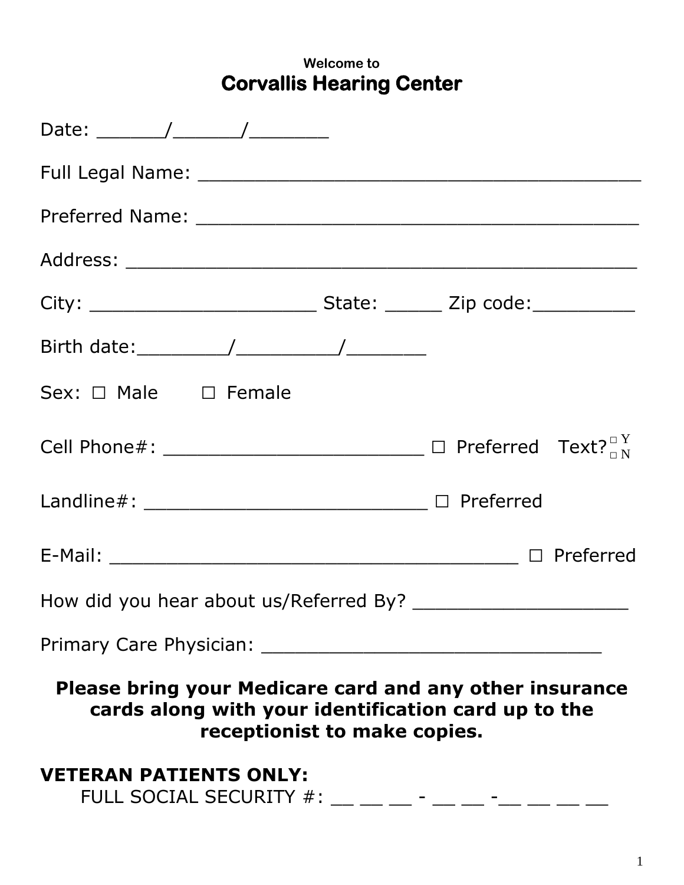Welcome to

# Corvallis Hearing Center

Date: ______/______/_______

Full Legal Name: ________________________________________

Preferred Name: ________________________________________

Address: ______________________________________________

City: ____________________ State: _____ Zip code:_________

Birth date:________/_________/_______

Sex: ☐ Male ☐ Female

Cell Phone#: _______________________ ☐ Preferred Text? ☐ Y ☐ N

Landline#: _________________________ ☐ Preferred

E-Mail: ____________________________________ ☐ Preferred

How did you hear about us/Referred By? ___________________

Primary Care Physician: ______________________________

**Please bring your Medicare card and any other insurance cards along with your identification card up to the receptionist to make copies.**

**VETERAN PATIENTS ONLY:**

FULL SOCIAL SECURITY #: __ __ __ - __ __ -__ __ __ __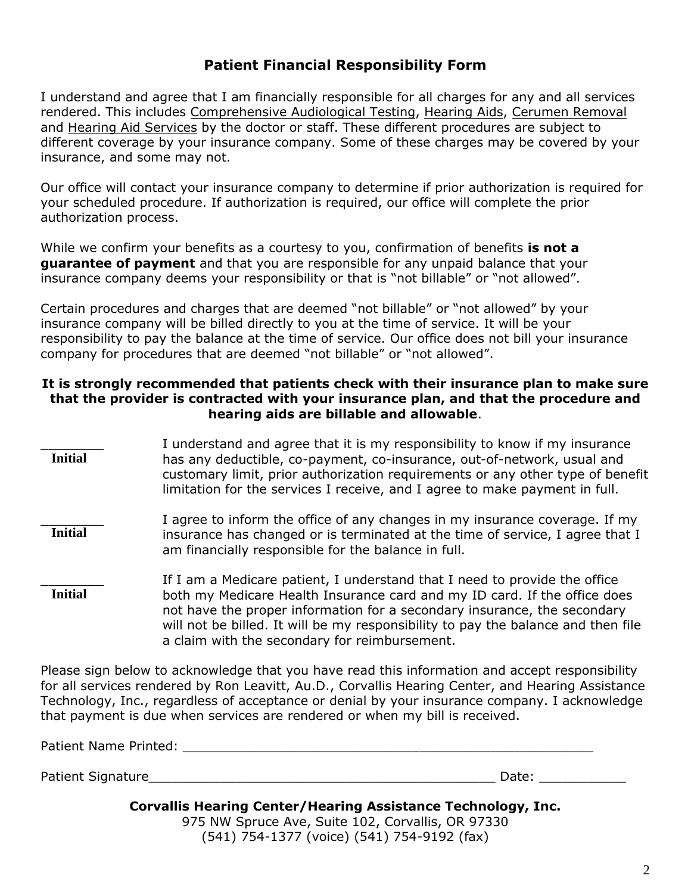# Patient Financial Responsibility Form

I understand and agree that I am financially responsible for all charges for any and all services rendered. This includes Comprehensive Audiological Testing, Hearing Aids, Cerumen Removal and Hearing Aid Services by the doctor or staff. These different procedures are subject to different coverage by your insurance company. Some of these charges may be covered by your insurance, and some may not.

Our office will contact your insurance company to determine if prior authorization is required for your scheduled procedure. If authorization is required, our office will complete the prior authorization process.

While we confirm your benefits as a courtesy to you, confirmation of benefits **is not a guarantee of payment** and that you are responsible for any unpaid balance that your insurance company deems your responsibility or that is "not billable" or "not allowed".

Certain procedures and charges that are deemed "not billable" or "not allowed" by your insurance company will be billed directly to you at the time of service. It will be your responsibility to pay the balance at the time of service. Our office does not bill your insurance company for procedures that are deemed "not billable" or "not allowed".

**It is strongly recommended that patients check with their insurance plan to make sure that the provider is contracted with your insurance plan, and that the procedure and hearing aids are billable and allowable**.

________ **Initial** — I understand and agree that it is my responsibility to know if my insurance has any deductible, co-payment, co-insurance, out-of-network, usual and customary limit, prior authorization requirements or any other type of benefit limitation for the services I receive, and I agree to make payment in full.

________ **Initial** — I agree to inform the office of any changes in my insurance coverage. If my insurance has changed or is terminated at the time of service, I agree that I am financially responsible for the balance in full.

________ **Initial** — If I am a Medicare patient, I understand that I need to provide the office both my Medicare Health Insurance card and my ID card. If the office does not have the proper information for a secondary insurance, the secondary will not be billed. It will be my responsibility to pay the balance and then file a claim with the secondary for reimbursement.

Please sign below to acknowledge that you have read this information and accept responsibility for all services rendered by Ron Leavitt, Au.D., Corvallis Hearing Center, and Hearing Assistance Technology, Inc., regardless of acceptance or denial by your insurance company. I acknowledge that payment is due when services are rendered or when my bill is received.

Patient Name Printed: ______________________________________________________

Patient Signature____________________________________________ Date: ___________

**Corvallis Hearing Center/Hearing Assistance Technology, Inc.**
975 NW Spruce Ave, Suite 102, Corvallis, OR 97330
(541) 754-1377 (voice) (541) 754-9192 (fax)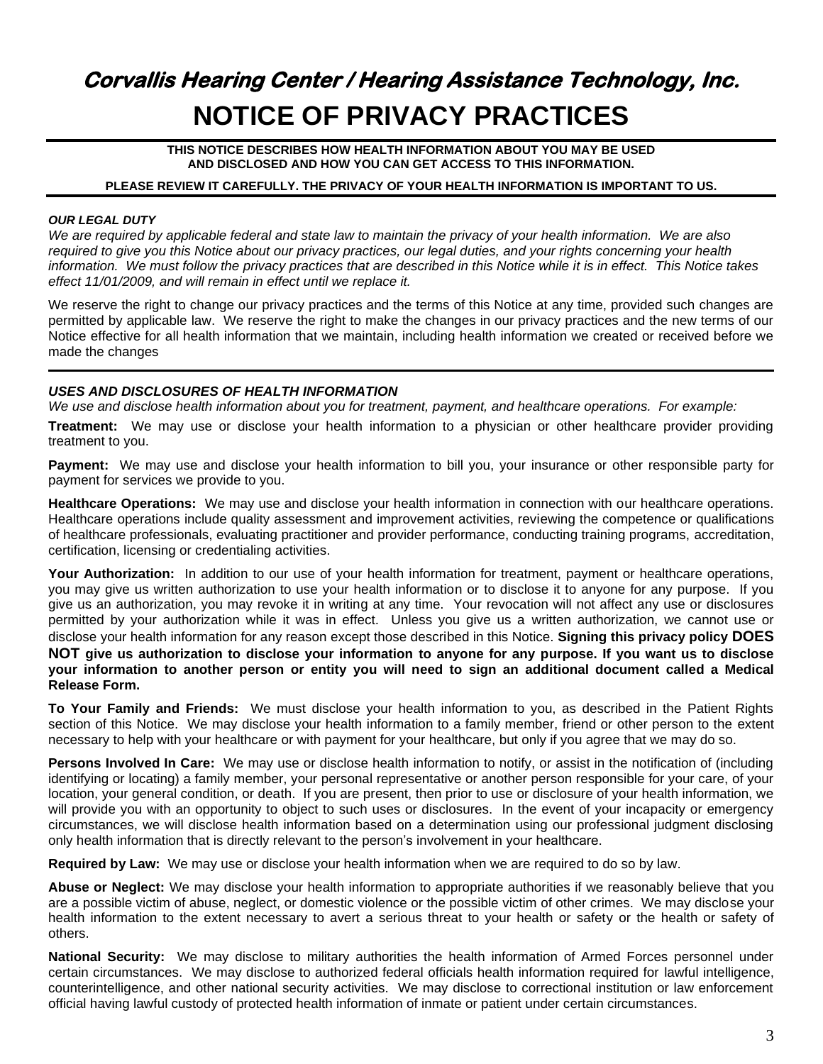# *Corvallis Hearing Center / Hearing Assistance Technology, Inc.*

# NOTICE OF PRIVACY PRACTICES

**THIS NOTICE DESCRIBES HOW HEALTH INFORMATION ABOUT YOU MAY BE USED AND DISCLOSED AND HOW YOU CAN GET ACCESS TO THIS INFORMATION.**

**PLEASE REVIEW IT CAREFULLY. THE PRIVACY OF YOUR HEALTH INFORMATION IS IMPORTANT TO US.**

***OUR LEGAL DUTY***

*We are required by applicable federal and state law to maintain the privacy of your health information. We are also required to give you this Notice about our privacy practices, our legal duties, and your rights concerning your health information. We must follow the privacy practices that are described in this Notice while it is in effect. This Notice takes effect 11/01/2009, and will remain in effect until we replace it.*

We reserve the right to change our privacy practices and the terms of this Notice at any time, provided such changes are permitted by applicable law. We reserve the right to make the changes in our privacy practices and the new terms of our Notice effective for all health information that we maintain, including health information we created or received before we made the changes

***USES AND DISCLOSURES OF HEALTH INFORMATION***

*We use and disclose health information about you for treatment, payment, and healthcare operations. For example:*

**Treatment:** We may use or disclose your health information to a physician or other healthcare provider providing treatment to you.

**Payment:** We may use and disclose your health information to bill you, your insurance or other responsible party for payment for services we provide to you.

**Healthcare Operations:** We may use and disclose your health information in connection with our healthcare operations. Healthcare operations include quality assessment and improvement activities, reviewing the competence or qualifications of healthcare professionals, evaluating practitioner and provider performance, conducting training programs, accreditation, certification, licensing or credentialing activities.

**Your Authorization:** In addition to our use of your health information for treatment, payment or healthcare operations, you may give us written authorization to use your health information or to disclose it to anyone for any purpose. If you give us an authorization, you may revoke it in writing at any time. Your revocation will not affect any use or disclosures permitted by your authorization while it was in effect. Unless you give us a written authorization, we cannot use or disclose your health information for any reason except those described in this Notice. **Signing this privacy policy DOES NOT give us authorization to disclose your information to anyone for any purpose. If you want us to disclose your information to another person or entity you will need to sign an additional document called a Medical Release Form.**

**To Your Family and Friends:** We must disclose your health information to you, as described in the Patient Rights section of this Notice. We may disclose your health information to a family member, friend or other person to the extent necessary to help with your healthcare or with payment for your healthcare, but only if you agree that we may do so.

**Persons Involved In Care:** We may use or disclose health information to notify, or assist in the notification of (including identifying or locating) a family member, your personal representative or another person responsible for your care, of your location, your general condition, or death. If you are present, then prior to use or disclosure of your health information, we will provide you with an opportunity to object to such uses or disclosures. In the event of your incapacity or emergency circumstances, we will disclose health information based on a determination using our professional judgment disclosing only health information that is directly relevant to the person's involvement in your healthcare.

**Required by Law:** We may use or disclose your health information when we are required to do so by law.

**Abuse or Neglect:** We may disclose your health information to appropriate authorities if we reasonably believe that you are a possible victim of abuse, neglect, or domestic violence or the possible victim of other crimes. We may disclose your health information to the extent necessary to avert a serious threat to your health or safety or the health or safety of others.

**National Security:** We may disclose to military authorities the health information of Armed Forces personnel under certain circumstances. We may disclose to authorized federal officials health information required for lawful intelligence, counterintelligence, and other national security activities. We may disclose to correctional institution or law enforcement official having lawful custody of protected health information of inmate or patient under certain circumstances.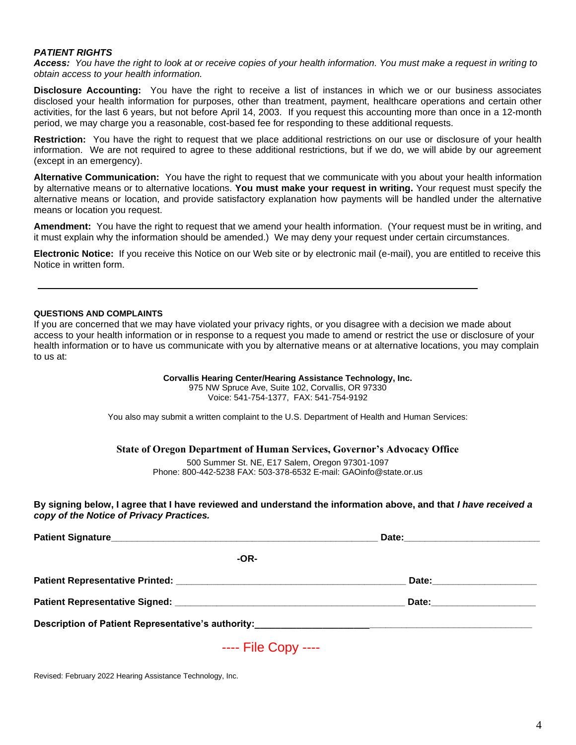### *PATIENT RIGHTS*

***Access:*** *You have the right to look at or receive copies of your health information. You must make a request in writing to obtain access to your health information.*

**Disclosure Accounting:** You have the right to receive a list of instances in which we or our business associates disclosed your health information for purposes, other than treatment, payment, healthcare operations and certain other activities, for the last 6 years, but not before April 14, 2003. If you request this accounting more than once in a 12-month period, we may charge you a reasonable, cost-based fee for responding to these additional requests.

**Restriction:** You have the right to request that we place additional restrictions on our use or disclosure of your health information. We are not required to agree to these additional restrictions, but if we do, we will abide by our agreement (except in an emergency).

**Alternative Communication:** You have the right to request that we communicate with you about your health information by alternative means or to alternative locations. **You must make your request in writing.** Your request must specify the alternative means or location, and provide satisfactory explanation how payments will be handled under the alternative means or location you request.

**Amendment:** You have the right to request that we amend your health information. (Your request must be in writing, and it must explain why the information should be amended.) We may deny your request under certain circumstances.

**Electronic Notice:** If you receive this Notice on our Web site or by electronic mail (e-mail), you are entitled to receive this Notice in written form.

---

#### QUESTIONS AND COMPLAINTS

If you are concerned that we may have violated your privacy rights, or you disagree with a decision we made about access to your health information or in response to a request you made to amend or restrict the use or disclosure of your health information or to have us communicate with you by alternative means or at alternative locations, you may complain to us at:

**Corvallis Hearing Center/Hearing Assistance Technology, Inc.**
975 NW Spruce Ave, Suite 102, Corvallis, OR 97330
Voice: 541-754-1377, FAX: 541-754-9192

You also may submit a written complaint to the U.S. Department of Health and Human Services:

**State of Oregon Department of Human Services, Governor's Advocacy Office**
500 Summer St. NE, E17 Salem, Oregon 97301-1097
Phone: 800-442-5238 FAX: 503-378-6532 E-mail: GAOinfo@state.or.us

**By signing below, I agree that I have reviewed and understand the information above, and that *I have received a copy of the Notice of Privacy Practices.***

**Patient Signature**_____________________________________________________ **Date:**__________________________

**-OR-**

**Patient Representative Printed:** ____________________________________________ **Date:**____________________

**Patient Representative Signed:** ____________________________________________ **Date:**____________________

**Description of Patient Representative's authority:**_____________________________________________________

---- File Copy ----

Revised: February 2022 Hearing Assistance Technology, Inc.